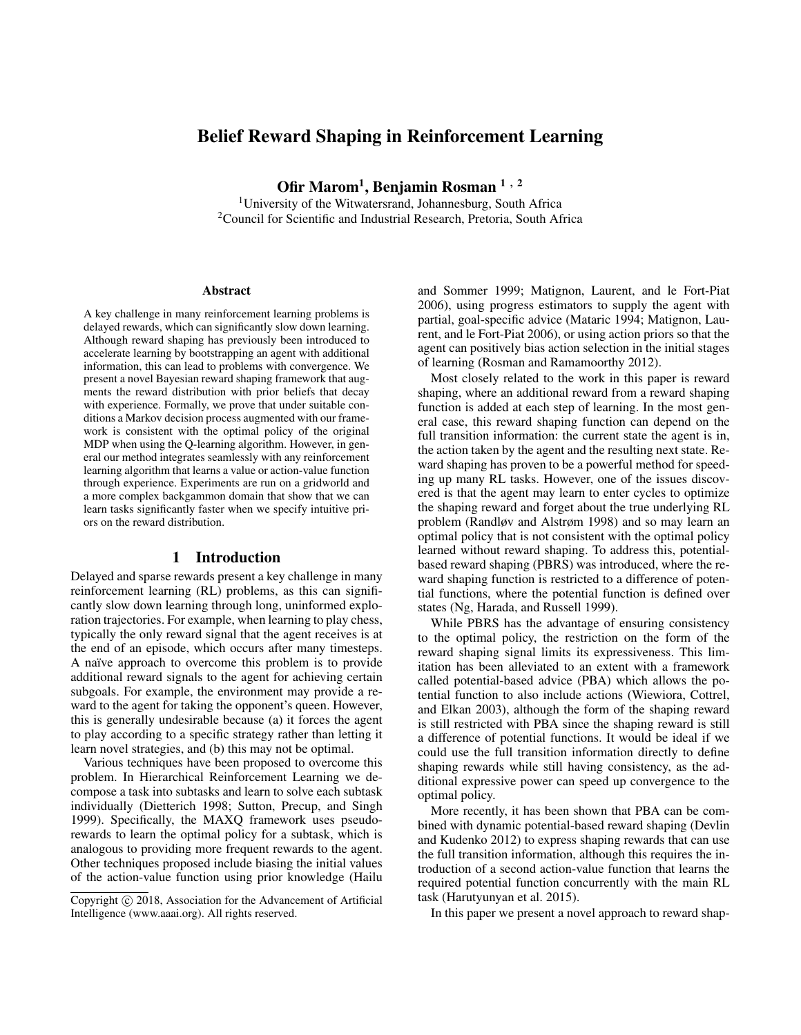# Belief Reward Shaping in Reinforcement Learning

**Ofir Marom[1], Benjamin Rosman [1, 2]**

[1]University of the Witwatersrand, Johannesburg, South Africa
[2]Council for Scientific and Industrial Research, Pretoria, South Africa

### Abstract

A key challenge in many reinforcement learning problems is delayed rewards, which can significantly slow down learning. Although reward shaping has previously been introduced to accelerate learning by bootstrapping an agent with additional information, this can lead to problems with convergence. We present a novel Bayesian reward shaping framework that augments the reward distribution with prior beliefs that decay with experience. Formally, we prove that under suitable conditions a Markov decision process augmented with our framework is consistent with the optimal policy of the original MDP when using the Q-learning algorithm. However, in general our method integrates seamlessly with any reinforcement learning algorithm that learns a value or action-value function through experience. Experiments are run on a gridworld and a more complex backgammon domain that show that we can learn tasks significantly faster when we specify intuitive priors on the reward distribution.

## 1 Introduction

Delayed and sparse rewards present a key challenge in many reinforcement learning (RL) problems, as this can significantly slow down learning through long, uninformed exploration trajectories. For example, when learning to play chess, typically the only reward signal that the agent receives is at the end of an episode, which occurs after many timesteps. A naïve approach to overcome this problem is to provide additional reward signals to the agent for achieving certain subgoals. For example, the environment may provide a reward to the agent for taking the opponent's queen. However, this is generally undesirable because (a) it forces the agent to play according to a specific strategy rather than letting it learn novel strategies, and (b) this may not be optimal.

Various techniques have been proposed to overcome this problem. In Hierarchical Reinforcement Learning we decompose a task into subtasks and learn to solve each subtask individually (Dietterich 1998; Sutton, Precup, and Singh 1999). Specifically, the MAXQ framework uses pseudo-rewards to learn the optimal policy for a subtask, which is analogous to providing more frequent rewards to the agent. Other techniques proposed include biasing the initial values of the action-value function using prior knowledge (Hailu and Sommer 1999; Matignon, Laurent, and le Fort-Piat 2006), using progress estimators to supply the agent with partial, goal-specific advice (Mataric 1994; Matignon, Laurent, and le Fort-Piat 2006), or using action priors so that the agent can positively bias action selection in the initial stages of learning (Rosman and Ramamoorthy 2012).

Most closely related to the work in this paper is reward shaping, where an additional reward from a reward shaping function is added at each step of learning. In the most general case, this reward shaping function can depend on the full transition information: the current state the agent is in, the action taken by the agent and the resulting next state. Reward shaping has proven to be a powerful method for speeding up many RL tasks. However, one of the issues discovered is that the agent may learn to enter cycles to optimize the shaping reward and forget about the true underlying RL problem (Randløv and Alstrøm 1998) and so may learn an optimal policy that is not consistent with the optimal policy learned without reward shaping. To address this, potential-based reward shaping (PBRS) was introduced, where the reward shaping function is restricted to a difference of potential functions, where the potential function is defined over states (Ng, Harada, and Russell 1999).

While PBRS has the advantage of ensuring consistency to the optimal policy, the restriction on the form of the reward shaping signal limits its expressiveness. This limitation has been alleviated to an extent with a framework called potential-based advice (PBA) which allows the potential function to also include actions (Wiewiora, Cottrel, and Elkan 2003), although the form of the shaping reward is still restricted with PBA since the shaping reward is still a difference of potential functions. It would be ideal if we could use the full transition information directly to define shaping rewards while still having consistency, as the additional expressive power can speed up convergence to the optimal policy.

More recently, it has been shown that PBA can be combined with dynamic potential-based reward shaping (Devlin and Kudenko 2012) to express shaping rewards that can use the full transition information, although this requires the introduction of a second action-value function that learns the required potential function concurrently with the main RL task (Harutyunyan et al. 2015).

In this paper we present a novel approach to reward shap-

Copyright © 2018, Association for the Advancement of Artificial Intelligence (www.aaai.org). All rights reserved.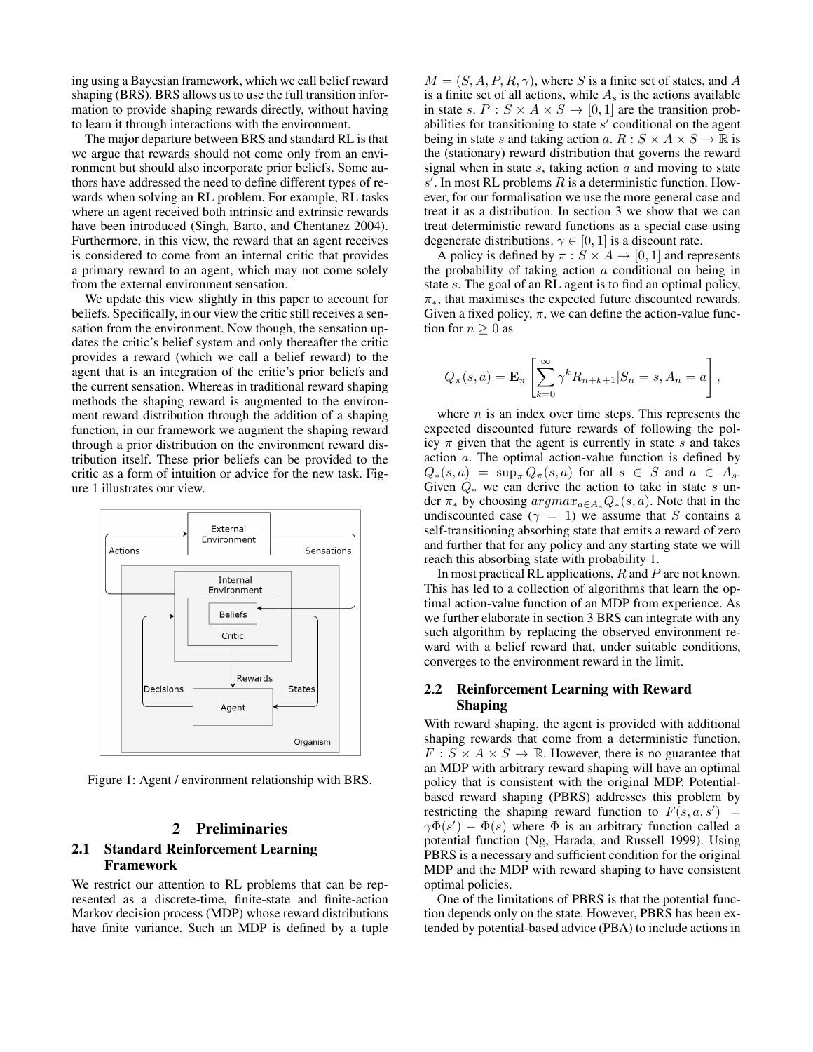ing using a Bayesian framework, which we call belief reward shaping (BRS). BRS allows us to use the full transition information to provide shaping rewards directly, without having to learn it through interactions with the environment.

The major departure between BRS and standard RL is that we argue that rewards should not come only from an environment but should also incorporate prior beliefs. Some authors have addressed the need to define different types of rewards when solving an RL problem. For example, RL tasks where an agent received both intrinsic and extrinsic rewards have been introduced (Singh, Barto, and Chentanez 2004). Furthermore, in this view, the reward that an agent receives is considered to come from an internal critic that provides a primary reward to an agent, which may not come solely from the external environment sensation.

We update this view slightly in this paper to account for beliefs. Specifically, in our view the critic still receives a sensation from the environment. Now though, the sensation updates the critic's belief system and only thereafter the critic provides a reward (which we call a belief reward) to the agent that is an integration of the critic's prior beliefs and the current sensation. Whereas in traditional reward shaping methods the shaping reward is augmented to the environment reward distribution through the addition of a shaping function, in our framework we augment the shaping reward through a prior distribution on the environment reward distribution itself. These prior beliefs can be provided to the critic as a form of intuition or advice for the new task. Figure 1 illustrates our view.

Figure 1: Agent / environment relationship with BRS.

## 2 Preliminaries

### 2.1 Standard Reinforcement Learning Framework

We restrict our attention to RL problems that can be represented as a discrete-time, finite-state and finite-action Markov decision process (MDP) whose reward distributions have finite variance. Such an MDP is defined by a tuple $M = (S, A, P, R, \gamma)$, where $S$ is a finite set of states, and $A$ is a finite set of all actions, while $A_s$ is the actions available in state $s$. $P : S \times A \times S \to [0, 1]$ are the transition probabilities for transitioning to state $s'$ conditional on the agent being in state $s$ and taking action $a$. $R : S \times A \times S \to \mathbb{R}$ is the (stationary) reward distribution that governs the reward signal when in state $s$, taking action $a$ and moving to state $s'$. In most RL problems $R$ is a deterministic function. However, for our formalisation we use the more general case and treat it as a distribution. In section 3 we show that we can treat deterministic reward functions as a special case using degenerate distributions. $\gamma \in [0, 1]$ is a discount rate.

A policy is defined by $\pi : S \times A \to [0, 1]$ and represents the probability of taking action $a$ conditional on being in state $s$. The goal of an RL agent is to find an optimal policy, $\pi_*$, that maximises the expected future discounted rewards. Given a fixed policy, $\pi$, we can define the action-value function for $n \geq 0$ as

$$Q_\pi(s, a) = \mathbf{E}_\pi \left[ \sum_{k=0}^{\infty} \gamma^k R_{n+k+1} | S_n = s, A_n = a \right],$$

where $n$ is an index over time steps. This represents the expected discounted future rewards of following the policy $\pi$ given that the agent is currently in state $s$ and takes action $a$. The optimal action-value function is defined by $Q_*(s, a) = \sup_\pi Q_\pi(s, a)$ for all $s \in S$ and $a \in A_s$. Given $Q_*$ we can derive the action to take in state $s$ under $\pi_*$ by choosing $argmax_{a \in A_s} Q_*(s, a)$. Note that in the undiscounted case ($\gamma = 1$) we assume that $S$ contains a self-transitioning absorbing state that emits a reward of zero and further that for any policy and any starting state we will reach this absorbing state with probability 1.

In most practical RL applications, $R$ and $P$ are not known. This has led to a collection of algorithms that learn the optimal action-value function of an MDP from experience. As we further elaborate in section 3 BRS can integrate with any such algorithm by replacing the observed environment reward with a belief reward that, under suitable conditions, converges to the environment reward in the limit.

### 2.2 Reinforcement Learning with Reward Shaping

With reward shaping, the agent is provided with additional shaping rewards that come from a deterministic function, $F : S \times A \times S \to \mathbb{R}$. However, there is no guarantee that an MDP with arbitrary reward shaping will have an optimal policy that is consistent with the original MDP. Potential-based reward shaping (PBRS) addresses this problem by restricting the shaping reward function to $F(s, a, s') = \gamma\Phi(s') - \Phi(s)$ where $\Phi$ is an arbitrary function called a potential function (Ng, Harada, and Russell 1999). Using PBRS is a necessary and sufficient condition for the original MDP and the MDP with reward shaping to have consistent optimal policies.

One of the limitations of PBRS is that the potential function depends only on the state. However, PBRS has been extended by potential-based advice (PBA) to include actions in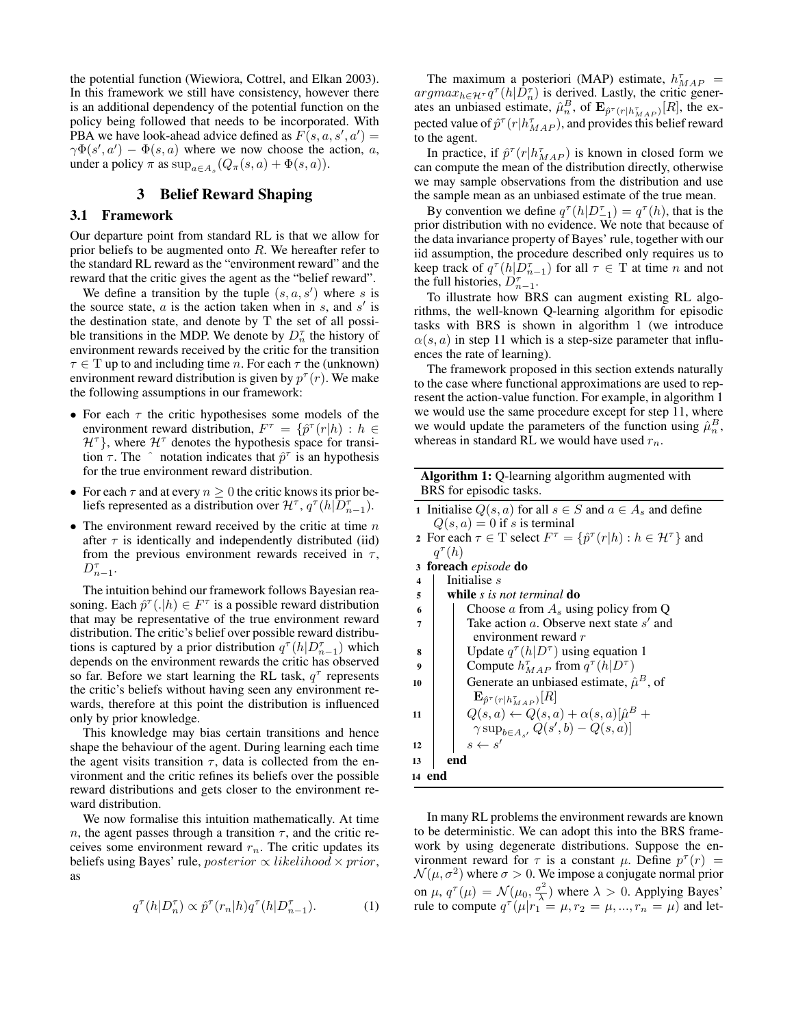the potential function (Wiewiora, Cottrel, and Elkan 2003). In this framework we still have consistency, however there is an additional dependency of the potential function on the policy being followed that needs to be incorporated. With PBA we have look-ahead advice defined as $F(s, a, s', a') = \gamma\Phi(s', a') - \Phi(s, a)$ where we now choose the action, $a$, under a policy $\pi$ as $\sup_{a \in A_s}(Q_\pi(s, a) + \Phi(s, a))$.

## 3 Belief Reward Shaping

### 3.1 Framework

Our departure point from standard RL is that we allow for prior beliefs to be augmented onto $R$. We hereafter refer to the standard RL reward as the "environment reward" and the reward that the critic gives the agent as the "belief reward".

We define a transition by the tuple $(s, a, s')$ where $s$ is the source state, $a$ is the action taken when in $s$, and $s'$ is the destination state, and denote by $\mathrm{T}$ the set of all possible transitions in the MDP. We denote by $D_n^\tau$ the history of environment rewards received by the critic for the transition $\tau \in \mathrm{T}$ up to and including time $n$. For each $\tau$ the (unknown) environment reward distribution is given by $p^\tau(r)$. We make the following assumptions in our framework:

- For each $\tau$ the critic hypothesises some models of the environment reward distribution, $F^\tau = \{\hat{p}^\tau(r|h) : h \in \mathcal{H}^\tau\}$, where $\mathcal{H}^\tau$ denotes the hypothesis space for transition $\tau$. The $\hat{}$ notation indicates that $\hat{p}^\tau$ is an hypothesis for the true environment reward distribution.
- For each $\tau$ and at every $n \geq 0$ the critic knows its prior beliefs represented as a distribution over $\mathcal{H}^\tau$, $q^\tau(h|D_{n-1}^\tau)$.
- The environment reward received by the critic at time $n$ after $\tau$ is identically and independently distributed (iid) from the previous environment rewards received in $\tau$, $D_{n-1}^\tau$.

The intuition behind our framework follows Bayesian reasoning. Each $\hat{p}^\tau(.|h) \in F^\tau$ is a possible reward distribution that may be representative of the true environment reward distribution. The critic's belief over possible reward distributions is captured by a prior distribution $q^\tau(h|D_{n-1}^\tau)$ which depends on the environment rewards the critic has observed so far. Before we start learning the RL task, $q^\tau$ represents the critic's beliefs without having seen any environment rewards, therefore at this point the distribution is influenced only by prior knowledge.

This knowledge may bias certain transitions and hence shape the behaviour of the agent. During learning each time the agent visits transition $\tau$, data is collected from the environment and the critic refines its beliefs over the possible reward distributions and gets closer to the environment reward distribution.

We now formalise this intuition mathematically. At time $n$, the agent passes through a transition $\tau$, and the critic receives some environment reward $r_n$. The critic updates its beliefs using Bayes' rule, $posterior \propto likelihood \times prior$, as

$$q^\tau(h|D_n^\tau) \propto \hat{p}^\tau(r_n|h)q^\tau(h|D_{n-1}^\tau). \tag{1}$$

The maximum a posteriori (MAP) estimate, $h_{MAP}^\tau = argmax_{h \in \mathcal{H}^\tau} q^\tau(h|D_n^\tau)$ is derived. Lastly, the critic generates an unbiased estimate, $\hat{\mu}_n^B$, of $\mathbf{E}_{\hat{p}^\tau(r|h_{MAP}^\tau)}[R]$, the expected value of $\hat{p}^\tau(r|h_{MAP}^\tau)$, and provides this belief reward to the agent.

In practice, if $\hat{p}^\tau(r|h_{MAP}^\tau)$ is known in closed form we can compute the mean of the distribution directly, otherwise we may sample observations from the distribution and use the sample mean as an unbiased estimate of the true mean.

By convention we define $q^\tau(h|D_{-1}^\tau) = q^\tau(h)$, that is the prior distribution with no evidence. We note that because of the data invariance property of Bayes' rule, together with our iid assumption, the procedure described only requires us to keep track of $q^\tau(h|D_{n-1}^\tau)$ for all $\tau \in \mathrm{T}$ at time $n$ and not the full histories, $D_{n-1}^\tau$.

To illustrate how BRS can augment existing RL algorithms, the well-known Q-learning algorithm for episodic tasks with BRS is shown in algorithm 1 (we introduce $\alpha(s, a)$ in step 11 which is a step-size parameter that influences the rate of learning).

The framework proposed in this section extends naturally to the case where functional approximations are used to represent the action-value function. For example, in algorithm 1 we would use the same procedure except for step 11, where we would update the parameters of the function using $\hat{\mu}_n^B$, whereas in standard RL we would have used $r_n$.

**Algorithm 1:** Q-learning algorithm augmented with BRS for episodic tasks.

1. Initialise $Q(s, a)$ for all $s \in S$ and $a \in A_s$ and define $Q(s, a) = 0$ if $s$ is terminal
2. For each $\tau \in \mathrm{T}$ select $F^\tau = \{\hat{p}^\tau(r|h) : h \in \mathcal{H}^\tau\}$ and $q^\tau(h)$
3. **foreach** *episode* **do**
4. &nbsp;&nbsp;&nbsp;&nbsp;Initialise $s$
5. &nbsp;&nbsp;&nbsp;&nbsp;**while** *s is not terminal* **do**
6. &nbsp;&nbsp;&nbsp;&nbsp;&nbsp;&nbsp;&nbsp;&nbsp;Choose $a$ from $A_s$ using policy from Q
7. &nbsp;&nbsp;&nbsp;&nbsp;&nbsp;&nbsp;&nbsp;&nbsp;Take action $a$. Observe next state $s'$ and environment reward $r$
8. &nbsp;&nbsp;&nbsp;&nbsp;&nbsp;&nbsp;&nbsp;&nbsp;Update $q^\tau(h|D^\tau)$ using equation 1
9. &nbsp;&nbsp;&nbsp;&nbsp;&nbsp;&nbsp;&nbsp;&nbsp;Compute $h_{MAP}^\tau$ from $q^\tau(h|D^\tau)$
10. &nbsp;&nbsp;&nbsp;&nbsp;&nbsp;&nbsp;&nbsp;&nbsp;Generate an unbiased estimate, $\hat{\mu}^B$, of $\mathbf{E}_{\hat{p}^\tau(r|h_{MAP}^\tau)}[R]$
11. &nbsp;&nbsp;&nbsp;&nbsp;&nbsp;&nbsp;&nbsp;&nbsp;$Q(s, a) \leftarrow Q(s, a) + \alpha(s, a)[\hat{\mu}^B + \gamma \sup_{b \in A_{s'}} Q(s', b) - Q(s, a)]$
12. &nbsp;&nbsp;&nbsp;&nbsp;&nbsp;&nbsp;&nbsp;&nbsp;$s \leftarrow s'$
13. &nbsp;&nbsp;&nbsp;&nbsp;**end**
14. **end**

In many RL problems the environment rewards are known to be deterministic. We can adopt this into the BRS framework by using degenerate distributions. Suppose the environment reward for $\tau$ is a constant $\mu$. Define $p^\tau(r) = \mathcal{N}(\mu, \sigma^2)$ where $\sigma > 0$. We impose a conjugate normal prior on $\mu$, $q^\tau(\mu) = \mathcal{N}(\mu_0, \frac{\sigma^2}{\lambda})$ where $\lambda > 0$. Applying Bayes' rule to compute $q^\tau(\mu|r_1 = \mu, r_2 = \mu, ..., r_n = \mu)$ and let-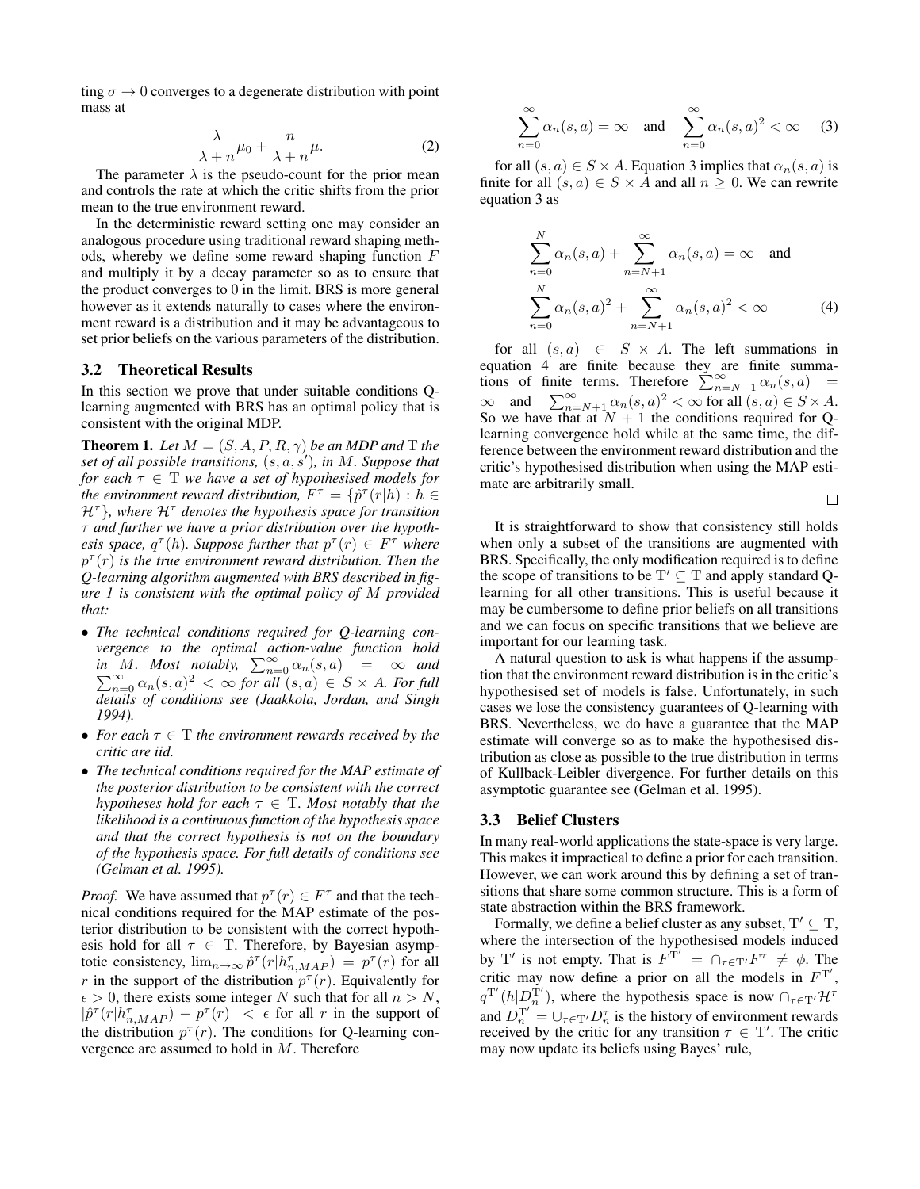ting $\sigma \to 0$ converges to a degenerate distribution with point mass at

$$\frac{\lambda}{\lambda + n}\mu_0 + \frac{n}{\lambda + n}\mu. \tag{2}$$

The parameter $\lambda$ is the pseudo-count for the prior mean and controls the rate at which the critic shifts from the prior mean to the true environment reward.

In the deterministic reward setting one may consider an analogous procedure using traditional reward shaping methods, whereby we define some reward shaping function $F$ and multiply it by a decay parameter so as to ensure that the product converges to 0 in the limit. BRS is more general however as it extends naturally to cases where the environment reward is a distribution and it may be advantageous to set prior beliefs on the various parameters of the distribution.

### 3.2 Theoretical Results

In this section we prove that under suitable conditions Q-learning augmented with BRS has an optimal policy that is consistent with the original MDP.

**Theorem 1.** *Let $M = (S, A, P, R, \gamma)$ be an MDP and $\mathrm{T}$ the set of all possible transitions, $(s, a, s')$, in $M$. Suppose that for each $\tau \in \mathrm{T}$ we have a set of hypothesised models for the environment reward distribution, $F^\tau = \{\hat{p}^\tau(r|h) : h \in \mathcal{H}^\tau\}$, where $\mathcal{H}^\tau$ denotes the hypothesis space for transition $\tau$ and further we have a prior distribution over the hypothesis space, $q^\tau(h)$. Suppose further that $p^\tau(r) \in F^\tau$ where $p^\tau(r)$ is the true environment reward distribution. Then the Q-learning algorithm augmented with BRS described in figure 1 is consistent with the optimal policy of $M$ provided that:*

- *The technical conditions required for Q-learning convergence to the optimal action-value function hold in $M$. Most notably, $\sum_{n=0}^{\infty} \alpha_n(s, a) = \infty$ and $\sum_{n=0}^{\infty} \alpha_n(s, a)^2 < \infty$ for all $(s, a) \in S \times A$. For full details of conditions see (Jaakkola, Jordan, and Singh 1994).*
- *For each $\tau \in \mathrm{T}$ the environment rewards received by the critic are iid.*
- *The technical conditions required for the MAP estimate of the posterior distribution to be consistent with the correct hypotheses hold for each $\tau \in \mathrm{T}$. Most notably that the likelihood is a continuous function of the hypothesis space and that the correct hypothesis is not on the boundary of the hypothesis space. For full details of conditions see (Gelman et al. 1995).*

*Proof.* We have assumed that $p^\tau(r) \in F^\tau$ and that the technical conditions required for the MAP estimate of the posterior distribution to be consistent with the correct hypothesis hold for all $\tau \in \mathrm{T}$. Therefore, by Bayesian asymptotic consistency, $\lim_{n\to\infty} \hat{p}^\tau(r|h^\tau_{n,MAP}) = p^\tau(r)$ for all $r$ in the support of the distribution $p^\tau(r)$. Equivalently for $\epsilon > 0$, there exists some integer $N$ such that for all $n > N$, $|\hat{p}^\tau(r|h^\tau_{n,MAP}) - p^\tau(r)| < \epsilon$ for all $r$ in the support of the distribution $p^\tau(r)$. The conditions for Q-learning convergence are assumed to hold in $M$. Therefore

$$\sum_{n=0}^{\infty} \alpha_n(s, a) = \infty \quad \text{and} \quad \sum_{n=0}^{\infty} \alpha_n(s, a)^2 < \infty \tag{3}$$

for all $(s, a) \in S \times A$. Equation 3 implies that $\alpha_n(s, a)$ is finite for all $(s, a) \in S \times A$ and all $n \geq 0$. We can rewrite equation 3 as

$$\sum_{n=0}^{N} \alpha_n(s, a) + \sum_{n=N+1}^{\infty} \alpha_n(s, a) = \infty \quad \text{and}$$
$$\sum_{n=0}^{N} \alpha_n(s, a)^2 + \sum_{n=N+1}^{\infty} \alpha_n(s, a)^2 < \infty \tag{4}$$

for all $(s, a) \in S \times A$. The left summations in equation 4 are finite because they are finite summations of finite terms. Therefore $\sum_{n=N+1}^{\infty} \alpha_n(s, a) = \infty$ and $\sum_{n=N+1}^{\infty} \alpha_n(s, a)^2 < \infty$ for all $(s, a) \in S \times A$. So we have that at $N + 1$ the conditions required for Q-learning convergence hold while at the same time, the difference between the environment reward distribution and the critic's hypothesised distribution when using the MAP estimate are arbitrarily small. $\square$

It is straightforward to show that consistency still holds when only a subset of the transitions are augmented with BRS. Specifically, the only modification required is to define the scope of transitions to be $\mathrm{T}' \subseteq \mathrm{T}$ and apply standard Q-learning for all other transitions. This is useful because it may be cumbersome to define prior beliefs on all transitions and we can focus on specific transitions that we believe are important for our learning task.

A natural question to ask is what happens if the assumption that the environment reward distribution is in the critic's hypothesised set of models is false. Unfortunately, in such cases we lose the consistency guarantees of Q-learning with BRS. Nevertheless, we do have a guarantee that the MAP estimate will converge so as to make the hypothesised distribution as close as possible to the true distribution in terms of Kullback-Leibler divergence. For further details on this asymptotic guarantee see (Gelman et al. 1995).

### 3.3 Belief Clusters

In many real-world applications the state-space is very large. This makes it impractical to define a prior for each transition. However, we can work around this by defining a set of transitions that share some common structure. This is a form of state abstraction within the BRS framework.

Formally, we define a belief cluster as any subset, $\mathrm{T}' \subseteq \mathrm{T}$, where the intersection of the hypothesised models induced by $\mathrm{T}'$ is not empty. That is $F^{\mathrm{T}'} = \cap_{\tau \in \mathrm{T}'} F^\tau \neq \phi$. The critic may now define a prior on all the models in $F^{\mathrm{T}'}$, $q^{\mathrm{T}'}(h|D_n^{\mathrm{T}'})$, where the hypothesis space is now $\cap_{\tau \in \mathrm{T}'} \mathcal{H}^\tau$ and $D_n^{\mathrm{T}'} = \cup_{\tau \in \mathrm{T}'} D_n^\tau$ is the history of environment rewards received by the critic for any transition $\tau \in \mathrm{T}'$. The critic may now update its beliefs using Bayes' rule,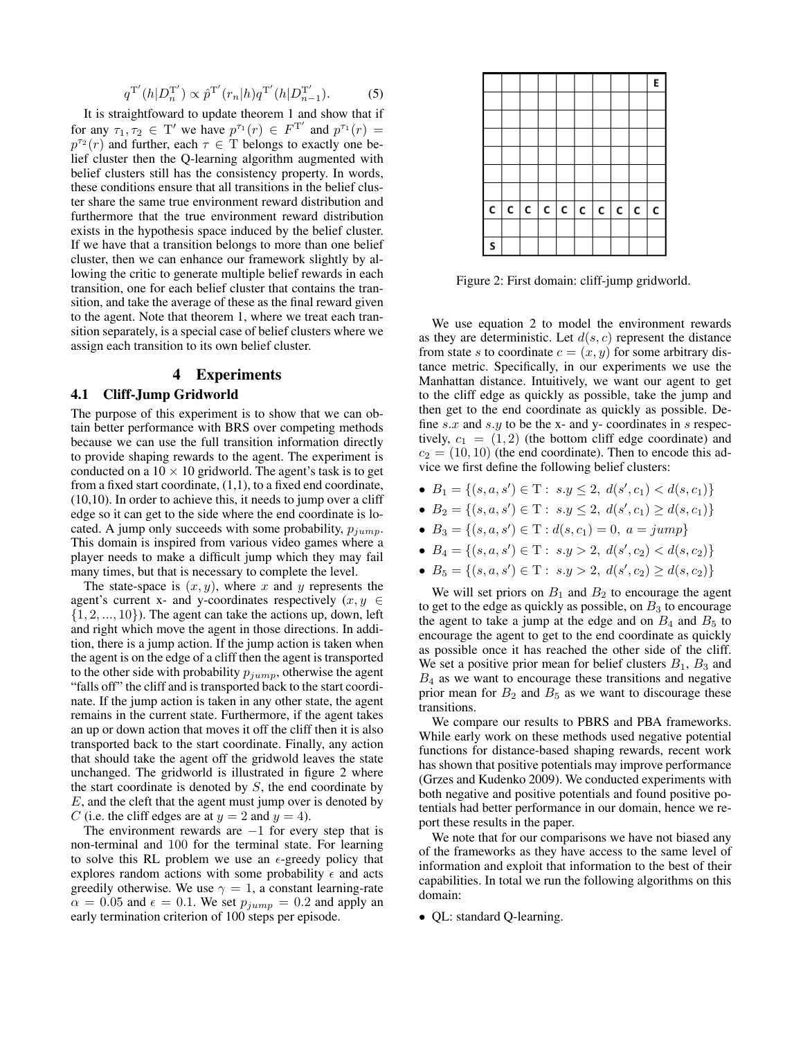$$q^{\mathrm{T}'}(h|D_n^{\mathrm{T}'}) \propto \hat{p}^{\mathrm{T}'}(r_n|h)q^{\mathrm{T}'}(h|D_{n-1}^{\mathrm{T}'}). \quad (5)$$

It is straightfoward to update theorem 1 and show that if for any $\tau_1, \tau_2 \in \mathrm{T}'$ we have $p^{\tau_1}(r) \in F^{\mathrm{T}'}$ and $p^{\tau_1}(r) = p^{\tau_2}(r)$ and further, each $\tau \in \mathrm{T}$ belongs to exactly one belief cluster then the Q-learning algorithm augmented with belief clusters still has the consistency property. In words, these conditions ensure that all transitions in the belief cluster share the same true environment reward distribution and furthermore that the true environment reward distribution exists in the hypothesis space induced by the belief cluster. If we have that a transition belongs to more than one belief cluster, then we can enhance our framework slightly by allowing the critic to generate multiple belief rewards in each transition, one for each belief cluster that contains the transition, and take the average of these as the final reward given to the agent. Note that theorem 1, where we treat each transition separately, is a special case of belief clusters where we assign each transition to its own belief cluster.

## 4 Experiments

### 4.1 Cliff-Jump Gridworld

The purpose of this experiment is to show that we can obtain better performance with BRS over competing methods because we can use the full transition information directly to provide shaping rewards to the agent. The experiment is conducted on a $10 \times 10$ gridworld. The agent's task is to get from a fixed start coordinate, (1,1), to a fixed end coordinate, (10,10). In order to achieve this, it needs to jump over a cliff edge so it can get to the side where the end coordinate is located. A jump only succeeds with some probability, $p_{jump}$. This domain is inspired from various video games where a player needs to make a difficult jump which they may fail many times, but that is necessary to complete the level.

The state-space is $(x, y)$, where $x$ and $y$ represents the agent's current x- and y-coordinates respectively ($x, y \in \{1, 2, ..., 10\}$). The agent can take the actions up, down, left and right which move the agent in those directions. In addition, there is a jump action. If the jump action is taken when the agent is on the edge of a cliff then the agent is transported to the other side with probability $p_{jump}$, otherwise the agent "falls off" the cliff and is transported back to the start coordinate. If the jump action is taken in any other state, the agent remains in the current state. Furthermore, if the agent takes an up or down action that moves it off the cliff then it is also transported back to the start coordinate. Finally, any action that should take the agent off the gridwold leaves the state unchanged. The gridworld is illustrated in figure 2 where the start coordinate is denoted by $S$, the end coordinate by $E$, and the cleft that the agent must jump over is denoted by $C$ (i.e. the cliff edges are at $y = 2$ and $y = 4$).

The environment rewards are $-1$ for every step that is non-terminal and $100$ for the terminal state. For learning to solve this RL problem we use an $\epsilon$-greedy policy that explores random actions with some probability $\epsilon$ and acts greedily otherwise. We use $\gamma = 1$, a constant learning-rate $\alpha = 0.05$ and $\epsilon = 0.1$. We set $p_{jump} = 0.2$ and apply an early termination criterion of 100 steps per episode.

| | | | | | | | | | |
|---|---|---|---|---|---|---|---|---|---|
| | | | | | | | | | E |
| | | | | | | | | | |
| | | | | | | | | | |
| | | | | | | | | | |
| | | | | | | | | | |
| | | | | | | | | | |
| C | C | C | C | C | C | C | C | C | C |
| | | | | | | | | | |
| S | | | | | | | | | |

Figure 2: First domain: cliff-jump gridworld.

We use equation 2 to model the environment rewards as they are deterministic. Let $d(s, c)$ represent the distance from state $s$ to coordinate $c = (x, y)$ for some arbitrary distance metric. Specifically, in our experiments we use the Manhattan distance. Intuitively, we want our agent to get to the cliff edge as quickly as possible, take the jump and then get to the end coordinate as quickly as possible. Define $s.x$ and $s.y$ to be the x- and y- coordinates in $s$ respectively, $c_1 = (1, 2)$ (the bottom cliff edge coordinate) and $c_2 = (10, 10)$ (the end coordinate). Then to encode this advice we first define the following belief clusters:

- $B_1 = \{(s, a, s') \in \mathrm{T} : \ s.y \leq 2, \ d(s', c_1) < d(s, c_1)\}$
- $B_2 = \{(s, a, s') \in \mathrm{T} : \ s.y \leq 2, \ d(s', c_1) \geq d(s, c_1)\}$
- $B_3 = \{(s, a, s') \in \mathrm{T} : d(s, c_1) = 0, \ a = jump\}$
- $B_4 = \{(s, a, s') \in \mathrm{T} : \ s.y > 2, \ d(s', c_2) < d(s, c_2)\}$
- $B_5 = \{(s, a, s') \in \mathrm{T} : \ s.y > 2, \ d(s', c_2) \geq d(s, c_2)\}$

We will set priors on $B_1$ and $B_2$ to encourage the agent to get to the edge as quickly as possible, on $B_3$ to encourage the agent to take a jump at the edge and on $B_4$ and $B_5$ to encourage the agent to get to the end coordinate as quickly as possible once it has reached the other side of the cliff. We set a positive prior mean for belief clusters $B_1$, $B_3$ and $B_4$ as we want to encourage these transitions and negative prior mean for $B_2$ and $B_5$ as we want to discourage these transitions.

We compare our results to PBRS and PBA frameworks. While early work on these methods used negative potential functions for distance-based shaping rewards, recent work has shown that positive potentials may improve performance (Grzes and Kudenko 2009). We conducted experiments with both negative and positive potentials and found positive potentials had better performance in our domain, hence we report these results in the paper.

We note that for our comparisons we have not biased any of the frameworks as they have access to the same level of information and exploit that information to the best of their capabilities. In total we run the following algorithms on this domain:

- QL: standard Q-learning.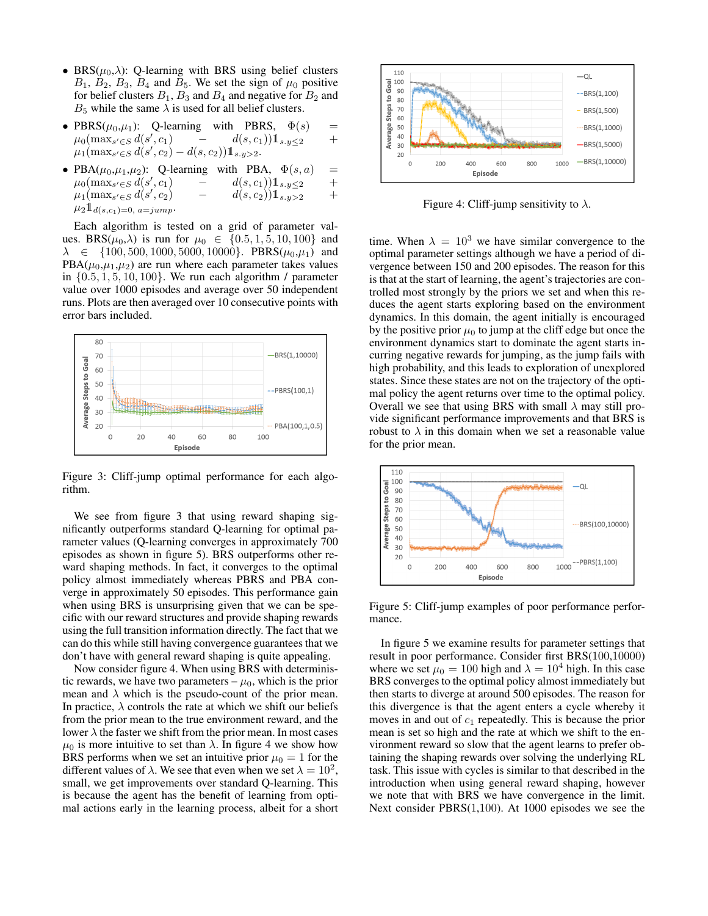- BRS($\mu_0$,$\lambda$): Q-learning with BRS using belief clusters $B_1$, $B_2$, $B_3$, $B_4$ and $B_5$. We set the sign of $\mu_0$ positive for belief clusters $B_1$, $B_3$ and $B_4$ and negative for $B_2$ and $B_5$ while the same $\lambda$ is used for all belief clusters.
- PBRS($\mu_0$,$\mu_1$): Q-learning with PBRS, $\Phi(s) = \mu_0(\max_{s' \in S} d(s', c_1) - d(s, c_1))\mathbb{1}_{s.y \leq 2} + \mu_1(\max_{s' \in S} d(s', c_2) - d(s, c_2))\mathbb{1}_{s.y>2}$.
- PBA($\mu_0$,$\mu_1$,$\mu_2$): Q-learning with PBA, $\Phi(s, a) = \mu_0(\max_{s' \in S} d(s', c_1) - d(s, c_1))\mathbb{1}_{s.y \leq 2} + \mu_1(\max_{s' \in S} d(s', c_2) - d(s, c_2))\mathbb{1}_{s.y>2} + \mu_2 \mathbb{1}_{d(s,c_1)=0,\ a=jump}$.

Each algorithm is tested on a grid of parameter values. BRS($\mu_0$,$\lambda$) is run for $\mu_0 \in \{0.5, 1, 5, 10, 100\}$ and $\lambda \in \{100, 500, 1000, 5000, 10000\}$. PBRS($\mu_0$,$\mu_1$) and PBA($\mu_0$,$\mu_1$,$\mu_2$) are run where each parameter takes values in $\{0.5, 1, 5, 10, 100\}$. We run each algorithm / parameter value over 1000 episodes and average over 50 independent runs. Plots are then averaged over 10 consecutive points with error bars included.

Figure 3: Cliff-jump optimal performance for each algorithm.

We see from figure 3 that using reward shaping significantly outperforms standard Q-learning for optimal parameter values (Q-learning converges in approximately 700 episodes as shown in figure 5). BRS outperforms other reward shaping methods. In fact, it converges to the optimal policy almost immediately whereas PBRS and PBA converge in approximately 50 episodes. This performance gain when using BRS is unsurprising given that we can be specific with our reward structures and provide shaping rewards using the full transition information directly. The fact that we can do this while still having convergence guarantees that we don't have with general reward shaping is quite appealing.

Now consider figure 4. When using BRS with deterministic rewards, we have two parameters – $\mu_0$, which is the prior mean and $\lambda$ which is the pseudo-count of the prior mean. In practice, $\lambda$ controls the rate at which we shift our beliefs from the prior mean to the true environment reward, and the lower $\lambda$ the faster we shift from the prior mean. In most cases $\mu_0$ is more intuitive to set than $\lambda$. In figure 4 we show how BRS performs when we set an intuitive prior $\mu_0 = 1$ for the different values of $\lambda$. We see that even when we set $\lambda = 10^2$, small, we get improvements over standard Q-learning. This is because the agent has the benefit of learning from optimal actions early in the learning process, albeit for a short

Figure 4: Cliff-jump sensitivity to $\lambda$.

time. When $\lambda = 10^3$ we have similar convergence to the optimal parameter settings although we have a period of divergence between 150 and 200 episodes. The reason for this is that at the start of learning, the agent's trajectories are controlled most strongly by the priors we set and when this reduces the agent starts exploring based on the environment dynamics. In this domain, the agent initially is encouraged by the positive prior $\mu_0$ to jump at the cliff edge but once the environment dynamics start to dominate the agent starts incurring negative rewards for jumping, as the jump fails with high probability, and this leads to exploration of unexplored states. Since these states are not on the trajectory of the optimal policy the agent returns over time to the optimal policy. Overall we see that using BRS with small $\lambda$ may still provide significant performance improvements and that BRS is robust to $\lambda$ in this domain when we set a reasonable value for the prior mean.

Figure 5: Cliff-jump examples of poor performance performance.

In figure 5 we examine results for parameter settings that result in poor performance. Consider first BRS(100,10000) where we set $\mu_0 = 100$ high and $\lambda = 10^4$ high. In this case BRS converges to the optimal policy almost immediately but then starts to diverge at around 500 episodes. The reason for this divergence is that the agent enters a cycle whereby it moves in and out of $c_1$ repeatedly. This is because the prior mean is set so high and the rate at which we shift to the environment reward so slow that the agent learns to prefer obtaining the shaping rewards over solving the underlying RL task. This issue with cycles is similar to that described in the introduction when using general reward shaping, however we note that with BRS we have convergence in the limit. Next consider PBRS(1,100). At 1000 episodes we see the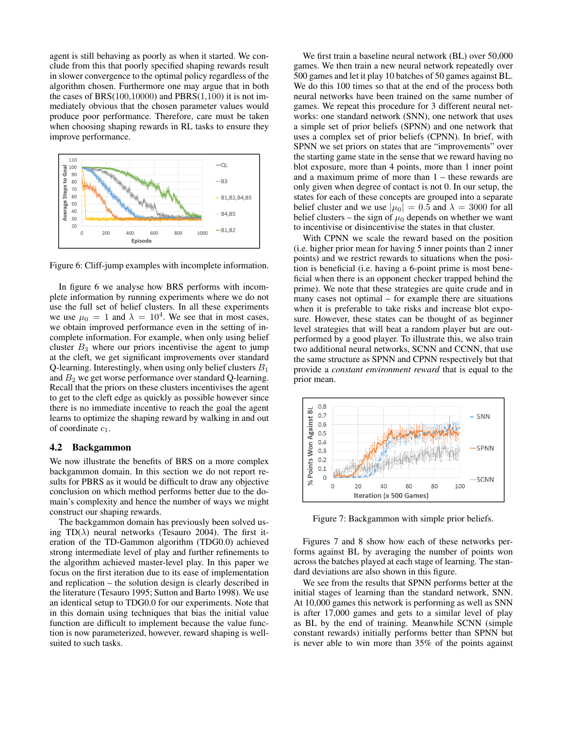agent is still behaving as poorly as when it started. We conclude from this that poorly specified shaping rewards result in slower convergence to the optimal policy regardless of the algorithm chosen. Furthermore one may argue that in both the cases of BRS(100,10000) and PBRS(1,100) it is not immediately obvious that the chosen parameter values would produce poor performance. Therefore, care must be taken when choosing shaping rewards in RL tasks to ensure they improve performance.

Figure 6: Cliff-jump examples with incomplete information.

In figure 6 we analyse how BRS performs with incomplete information by running experiments where we do not use the full set of belief clusters. In all these experiments we use $\mu_0 = 1$ and $\lambda = 10^4$. We see that in most cases, we obtain improved performance even in the setting of incomplete information. For example, when only using belief cluster $B_3$ where our priors incentivise the agent to jump at the cleft, we get significant improvements over standard Q-learning. Interestingly, when using only belief clusters $B_1$ and $B_2$ we get worse performance over standard Q-learning. Recall that the priors on these clusters incentivises the agent to get to the cleft edge as quickly as possible however since there is no immediate incentive to reach the goal the agent learns to optimize the shaping reward by walking in and out of coordinate $c_1$.

## 4.2 Backgammon

We now illustrate the benefits of BRS on a more complex backgammon domain. In this section we do not report results for PBRS as it would be difficult to draw any objective conclusion on which method performs better due to the domain's complexity and hence the number of ways we might construct our shaping rewards.

The backgammon domain has previously been solved using TD($\lambda$) neural networks (Tesauro 2004). The first iteration of the TD-Gammon algorithm (TDG0.0) achieved strong intermediate level of play and further refinements to the algorithm achieved master-level play. In this paper we focus on the first iteration due to its ease of implementation and replication – the solution design is clearly described in the literature (Tesauro 1995; Sutton and Barto 1998). We use an identical setup to TDG0.0 for our experiments. Note that in this domain using techniques that bias the initial value function are difficult to implement because the value function is now parameterized, however, reward shaping is well-suited to such tasks.

We first train a baseline neural network (BL) over 50,000 games. We then train a new neural network repeatedly over 500 games and let it play 10 batches of 50 games against BL. We do this 100 times so that at the end of the process both neural networks have been trained on the same number of games. We repeat this procedure for 3 different neural networks: one standard network (SNN), one network that uses a simple set of prior beliefs (SPNN) and one network that uses a complex set of prior beliefs (CPNN). In brief, with SPNN we set priors on states that are "improvements" over the starting game state in the sense that we reward having no blot exposure, more than 4 points, more than 1 inner point and a maximum prime of more than 1 – these rewards are only given when degree of contact is not 0. In our setup, the states for each of these concepts are grouped into a separate belief cluster and we use $|\mu_0| = 0.5$ and $\lambda = 3000$ for all belief clusters – the sign of $\mu_0$ depends on whether we want to incentivise or disincentivise the states in that cluster.

With CPNN we scale the reward based on the position (i.e. higher prior mean for having 5 inner points than 2 inner points) and we restrict rewards to situations when the position is beneficial (i.e. having a 6-point prime is most beneficial when there is an opponent checker trapped behind the prime). We note that these strategies are quite crude and in many cases not optimal – for example there are situations when it is preferable to take risks and increase blot exposure. However, these states can be thought of as beginner level strategies that will beat a random player but are outperformed by a good player. To illustrate this, we also train two additional neural networks, SCNN and CCNN, that use the same structure as SPNN and CPNN respectively but that provide a *constant environment reward* that is equal to the prior mean.

Figure 7: Backgammon with simple prior beliefs.

Figures 7 and 8 show how each of these networks performs against BL by averaging the number of points won across the batches played at each stage of learning. The standard deviations are also shown in this figure.

We see from the results that SPNN performs better at the initial stages of learning than the standard network, SNN. At 10,000 games this network is performing as well as SNN is after 17,000 games and gets to a similar level of play as BL by the end of training. Meanwhile SCNN (simple constant rewards) initially performs better than SPNN but is never able to win more than 35% of the points against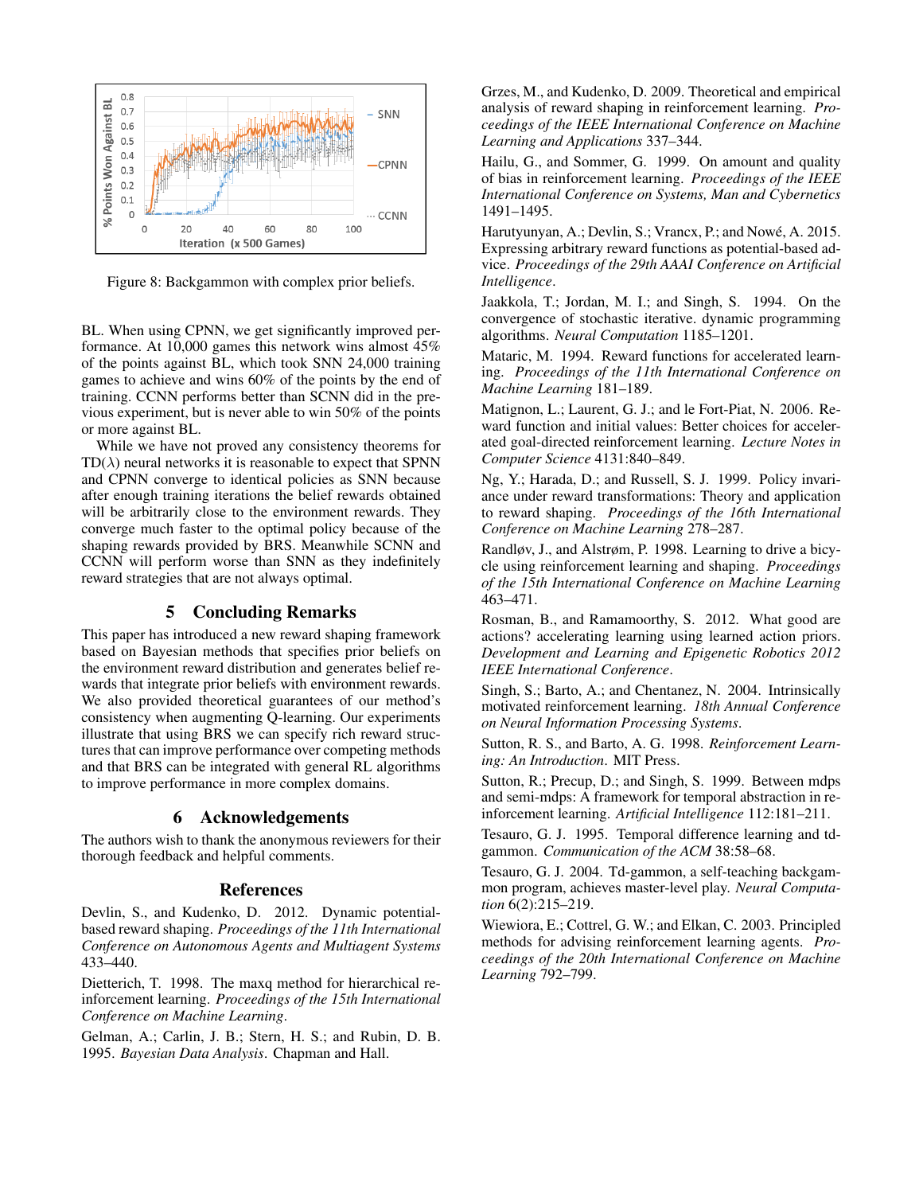% Points Won Against BL
0.8
0.7
0.6
0.5
0.4
0.3
0.2
0.1
0
0 20 40 60 80 100
Iteration (x 500 Games)
SNN
CPNN
CCNN

Figure 8: Backgammon with complex prior beliefs.

BL. When using CPNN, we get significantly improved performance. At 10,000 games this network wins almost 45% of the points against BL, which took SNN 24,000 training games to achieve and wins 60% of the points by the end of training. CCNN performs better than SCNN did in the previous experiment, but is never able to win 50% of the points or more against BL.

While we have not proved any consistency theorems for TD($\lambda$) neural networks it is reasonable to expect that SPNN and CPNN converge to identical policies as SNN because after enough training iterations the belief rewards obtained will be arbitrarily close to the environment rewards. They converge much faster to the optimal policy because of the shaping rewards provided by BRS. Meanwhile SCNN and CCNN will perform worse than SNN as they indefinitely reward strategies that are not always optimal.

## 5 Concluding Remarks

This paper has introduced a new reward shaping framework based on Bayesian methods that specifies prior beliefs on the environment reward distribution and generates belief rewards that integrate prior beliefs with environment rewards. We also provided theoretical guarantees of our method's consistency when augmenting Q-learning. Our experiments illustrate that using BRS we can specify rich reward structures that can improve performance over competing methods and that BRS can be integrated with general RL algorithms to improve performance in more complex domains.

## 6 Acknowledgements

The authors wish to thank the anonymous reviewers for their thorough feedback and helpful comments.

## References

Devlin, S., and Kudenko, D. 2012. Dynamic potential-based reward shaping. *Proceedings of the 11th International Conference on Autonomous Agents and Multiagent Systems* 433–440.

Dietterich, T. 1998. The maxq method for hierarchical reinforcement learning. *Proceedings of the 15th International Conference on Machine Learning*.

Gelman, A.; Carlin, J. B.; Stern, H. S.; and Rubin, D. B. 1995. *Bayesian Data Analysis*. Chapman and Hall.

Grzes, M., and Kudenko, D. 2009. Theoretical and empirical analysis of reward shaping in reinforcement learning. *Proceedings of the IEEE International Conference on Machine Learning and Applications* 337–344.

Hailu, G., and Sommer, G. 1999. On amount and quality of bias in reinforcement learning. *Proceedings of the IEEE International Conference on Systems, Man and Cybernetics* 1491–1495.

Harutyunyan, A.; Devlin, S.; Vrancx, P.; and Nowé, A. 2015. Expressing arbitrary reward functions as potential-based advice. *Proceedings of the 29th AAAI Conference on Artificial Intelligence*.

Jaakkola, T.; Jordan, M. I.; and Singh, S. 1994. On the convergence of stochastic iterative. dynamic programming algorithms. *Neural Computation* 1185–1201.

Mataric, M. 1994. Reward functions for accelerated learning. *Proceedings of the 11th International Conference on Machine Learning* 181–189.

Matignon, L.; Laurent, G. J.; and le Fort-Piat, N. 2006. Reward function and initial values: Better choices for accelerated goal-directed reinforcement learning. *Lecture Notes in Computer Science* 4131:840–849.

Ng, Y.; Harada, D.; and Russell, S. J. 1999. Policy invariance under reward transformations: Theory and application to reward shaping. *Proceedings of the 16th International Conference on Machine Learning* 278–287.

Randløv, J., and Alstrøm, P. 1998. Learning to drive a bicycle using reinforcement learning and shaping. *Proceedings of the 15th International Conference on Machine Learning* 463–471.

Rosman, B., and Ramamoorthy, S. 2012. What good are actions? accelerating learning using learned action priors. *Development and Learning and Epigenetic Robotics 2012 IEEE International Conference*.

Singh, S.; Barto, A.; and Chentanez, N. 2004. Intrinsically motivated reinforcement learning. *18th Annual Conference on Neural Information Processing Systems*.

Sutton, R. S., and Barto, A. G. 1998. *Reinforcement Learning: An Introduction*. MIT Press.

Sutton, R.; Precup, D.; and Singh, S. 1999. Between mdps and semi-mdps: A framework for temporal abstraction in reinforcement learning. *Artificial Intelligence* 112:181–211.

Tesauro, G. J. 1995. Temporal difference learning and td-gammon. *Communication of the ACM* 38:58–68.

Tesauro, G. J. 2004. Td-gammon, a self-teaching backgammon program, achieves master-level play. *Neural Computation* 6(2):215–219.

Wiewiora, E.; Cottrel, G. W.; and Elkan, C. 2003. Principled methods for advising reinforcement learning agents. *Proceedings of the 20th International Conference on Machine Learning* 792–799.